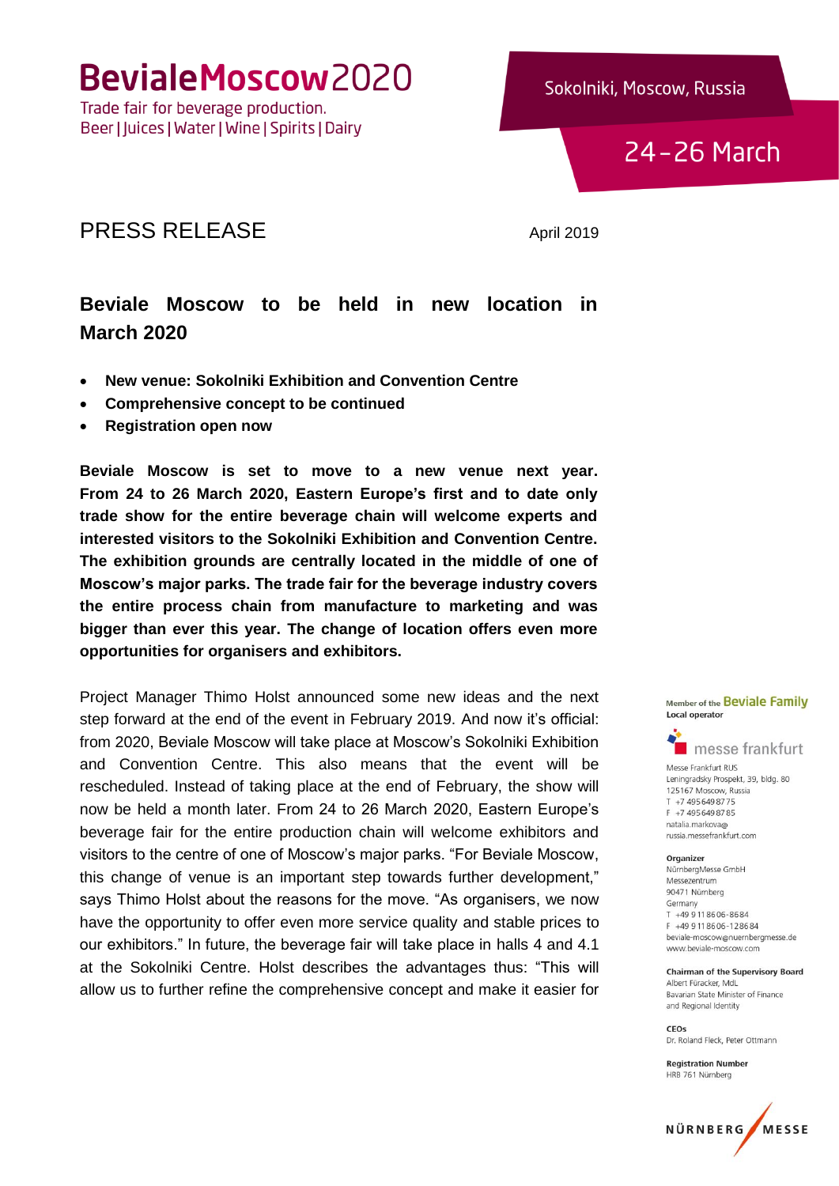# BevialeMoscow2020

Trade fair for beverage production.
Beer | Juices | Water | Wine | Spirits | Dairy

Sokolniki, Moscow, Russia

24-26 March

## PRESS RELEASE

April 2019

## Beviale Moscow to be held in new location in March 2020

- **New venue: Sokolniki Exhibition and Convention Centre**
- **Comprehensive concept to be continued**
- **Registration open now**

**Beviale Moscow is set to move to a new venue next year. From 24 to 26 March 2020, Eastern Europe's first and to date only trade show for the entire beverage chain will welcome experts and interested visitors to the Sokolniki Exhibition and Convention Centre. The exhibition grounds are centrally located in the middle of one of Moscow's major parks. The trade fair for the beverage industry covers the entire process chain from manufacture to marketing and was bigger than ever this year. The change of location offers even more opportunities for organisers and exhibitors.**

Project Manager Thimo Holst announced some new ideas and the next step forward at the end of the event in February 2019. And now it's official: from 2020, Beviale Moscow will take place at Moscow's Sokolniki Exhibition and Convention Centre. This also means that the event will be rescheduled. Instead of taking place at the end of February, the show will now be held a month later. From 24 to 26 March 2020, Eastern Europe's beverage fair for the entire production chain will welcome exhibitors and visitors to the centre of one of Moscow's major parks. "For Beviale Moscow, this change of venue is an important step towards further development," says Thimo Holst about the reasons for the move. "As organisers, we now have the opportunity to offer even more service quality and stable prices to our exhibitors." In future, the beverage fair will take place in halls 4 and 4.1 at the Sokolniki Centre. Holst describes the advantages thus: "This will allow us to further refine the comprehensive concept and make it easier for

Member of the **Beviale Family**
**Local operator**

messe frankfurt

Messe Frankfurt RUS
Leningradsky Prospekt, 39, bldg. 80
125167 Moscow, Russia
T +7 495 649 87 75
F +7 495 649 87 85
natalia.markova@
russia.messefrankfurt.com

**Organizer**
NürnbergMesse GmbH
Messezentrum
90471 Nürnberg
Germany
T +49 9 11 86 06-86 84
F +49 9 11 86 06-12 86 84
beviale-moscow@nuernbergmesse.de
www.beviale-moscow.com

**Chairman of the Supervisory Board**
Albert Füracker, MdL
Bavarian State Minister of Finance
and Regional Identity

**CEOs**
Dr. Roland Fleck, Peter Ottmann

**Registration Number**
HRB 761 Nürnberg

NÜRNBERG MESSE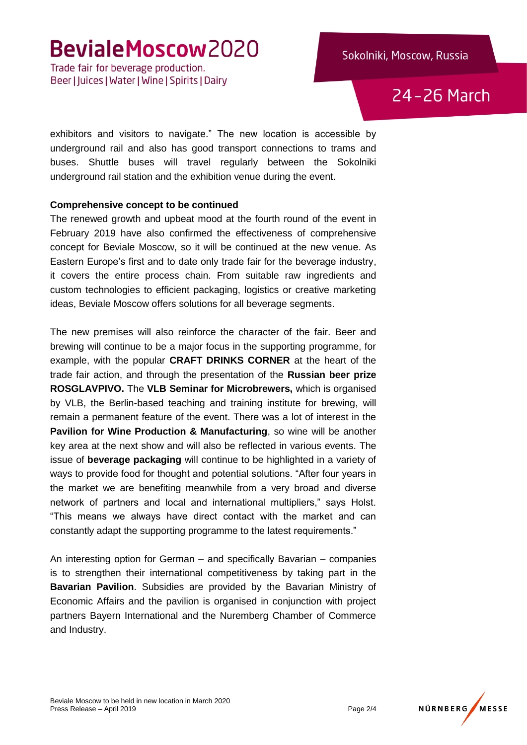exhibitors and visitors to navigate." The new location is accessible by underground rail and also has good transport connections to trams and buses. Shuttle buses will travel regularly between the Sokolniki underground rail station and the exhibition venue during the event.

**Comprehensive concept to be continued**

The renewed growth and upbeat mood at the fourth round of the event in February 2019 have also confirmed the effectiveness of comprehensive concept for Beviale Moscow, so it will be continued at the new venue. As Eastern Europe's first and to date only trade fair for the beverage industry, it covers the entire process chain. From suitable raw ingredients and custom technologies to efficient packaging, logistics or creative marketing ideas, Beviale Moscow offers solutions for all beverage segments.

The new premises will also reinforce the character of the fair. Beer and brewing will continue to be a major focus in the supporting programme, for example, with the popular **CRAFT DRINKS CORNER** at the heart of the trade fair action, and through the presentation of the **Russian beer prize ROSGLAVPIVO.** The **VLB Seminar for Microbrewers,** which is organised by VLB, the Berlin-based teaching and training institute for brewing, will remain a permanent feature of the event. There was a lot of interest in the **Pavilion for Wine Production & Manufacturing**, so wine will be another key area at the next show and will also be reflected in various events. The issue of **beverage packaging** will continue to be highlighted in a variety of ways to provide food for thought and potential solutions. "After four years in the market we are benefiting meanwhile from a very broad and diverse network of partners and local and international multipliers," says Holst. "This means we always have direct contact with the market and can constantly adapt the supporting programme to the latest requirements."

An interesting option for German – and specifically Bavarian – companies is to strengthen their international competitiveness by taking part in the **Bavarian Pavilion**. Subsidies are provided by the Bavarian Ministry of Economic Affairs and the pavilion is organised in conjunction with project partners Bayern International and the Nuremberg Chamber of Commerce and Industry.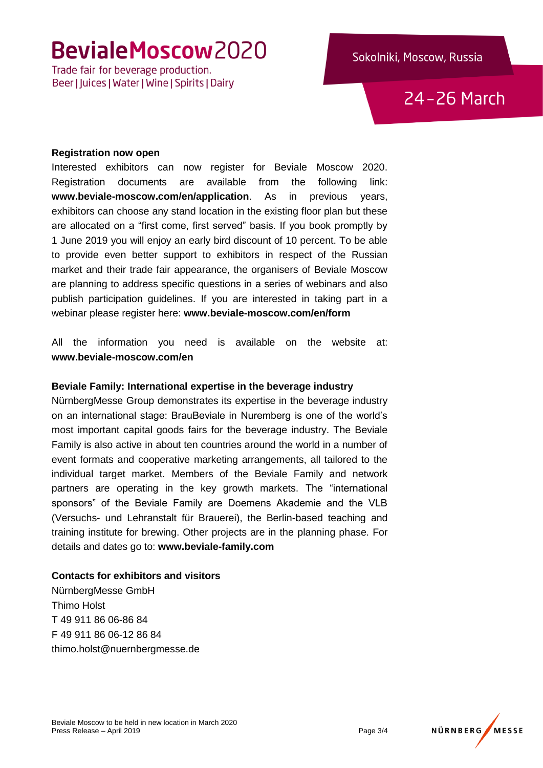### Registration now open

Interested exhibitors can now register for Beviale Moscow 2020. Registration documents are available from the following link: **www.beviale-moscow.com/en/application**. As in previous years, exhibitors can choose any stand location in the existing floor plan but these are allocated on a "first come, first served" basis. If you book promptly by 1 June 2019 you will enjoy an early bird discount of 10 percent. To be able to provide even better support to exhibitors in respect of the Russian market and their trade fair appearance, the organisers of Beviale Moscow are planning to address specific questions in a series of webinars and also publish participation guidelines. If you are interested in taking part in a webinar please register here: **www.beviale-moscow.com/en/form**

All the information you need is available on the website at: **www.beviale-moscow.com/en**

### Beviale Family: International expertise in the beverage industry

NürnbergMesse Group demonstrates its expertise in the beverage industry on an international stage: BrauBeviale in Nuremberg is one of the world's most important capital goods fairs for the beverage industry. The Beviale Family is also active in about ten countries around the world in a number of event formats and cooperative marketing arrangements, all tailored to the individual target market. Members of the Beviale Family and network partners are operating in the key growth markets. The "international sponsors" of the Beviale Family are Doemens Akademie and the VLB (Versuchs- und Lehranstalt für Brauerei), the Berlin-based teaching and training institute for brewing. Other projects are in the planning phase. For details and dates go to: **www.beviale-family.com**

### Contacts for exhibitors and visitors

NürnbergMesse GmbH
Thimo Holst
T 49 911 86 06-86 84
F 49 911 86 06-12 86 84
thimo.holst@nuernbergmesse.de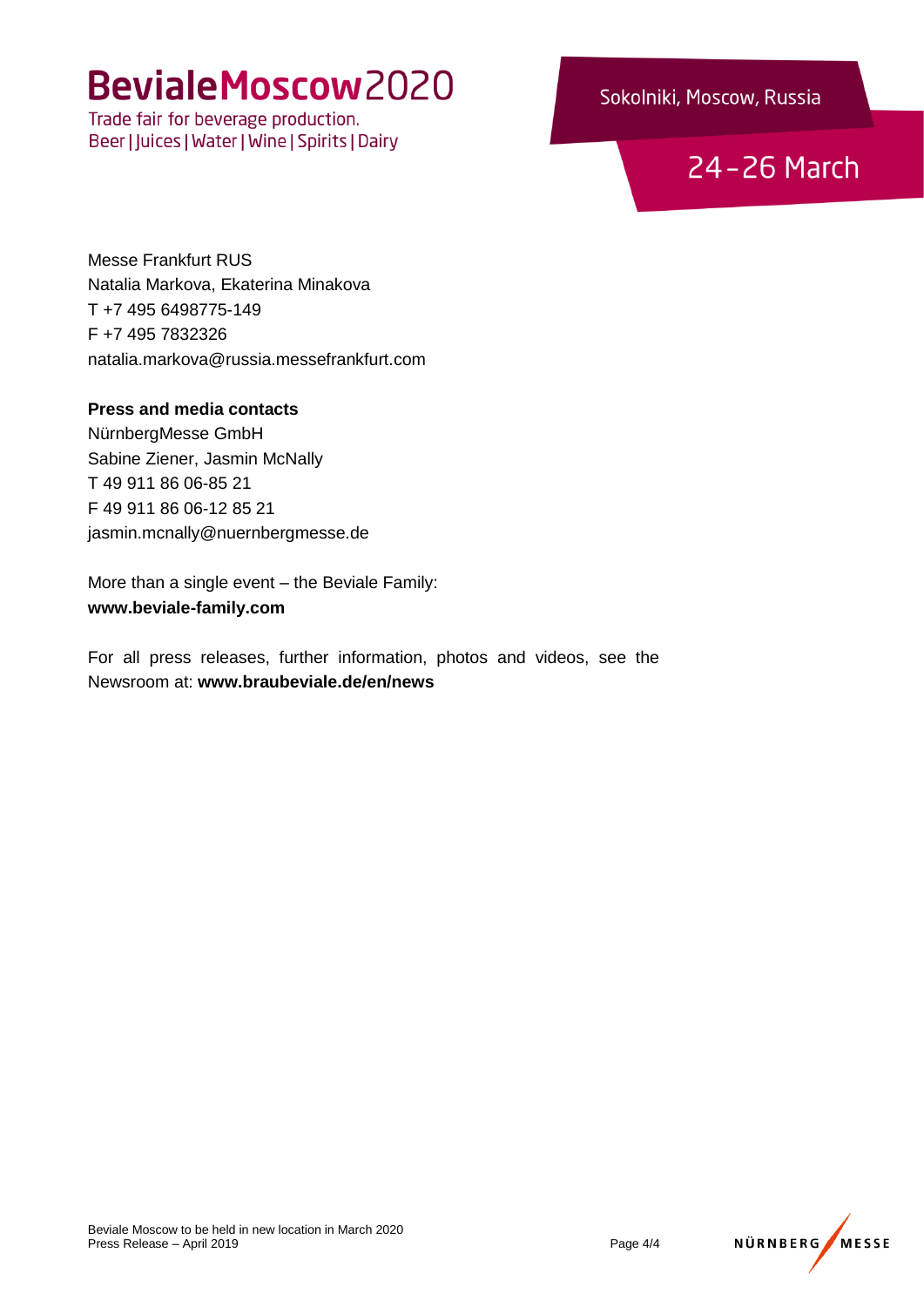Messe Frankfurt RUS
Natalia Markova, Ekaterina Minakova
T +7 495 6498775-149
F +7 495 7832326
natalia.markova@russia.messefrankfurt.com

**Press and media contacts**
NürnbergMesse GmbH
Sabine Ziener, Jasmin McNally
T 49 911 86 06-85 21
F 49 911 86 06-12 85 21
jasmin.mcnally@nuernbergmesse.de

More than a single event – the Beviale Family:
**www.beviale-family.com**

For all press releases, further information, photos and videos, see the Newsroom at: **www.braubeviale.de/en/news**